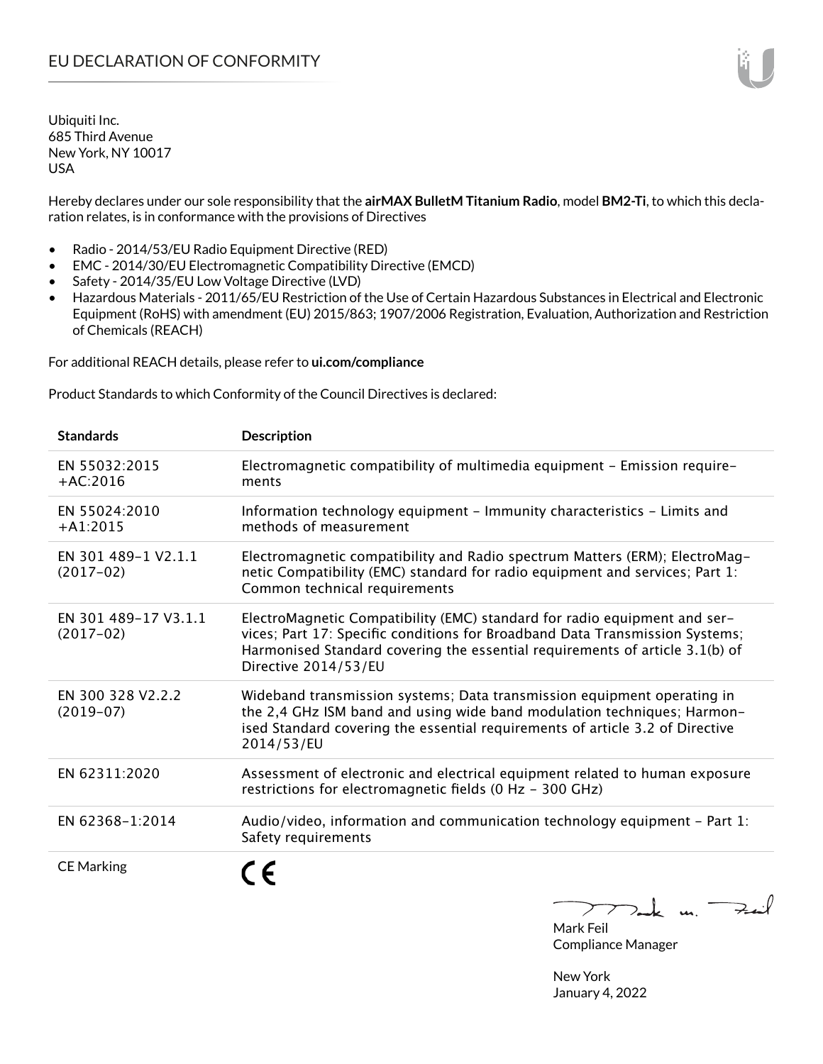# EU DECLARATION OF CONFORMITY

Ubiquiti Inc.
685 Third Avenue
New York, NY 10017
USA

Hereby declares under our sole responsibility that the **airMAX BulletM Titanium Radio**, model **BM2-Ti**, to which this declaration relates, is in conformance with the provisions of Directives

- Radio - 2014/53/EU Radio Equipment Directive (RED)
- EMC - 2014/30/EU Electromagnetic Compatibility Directive (EMCD)
- Safety - 2014/35/EU Low Voltage Directive (LVD)
- Hazardous Materials - 2011/65/EU Restriction of the Use of Certain Hazardous Substances in Electrical and Electronic Equipment (RoHS) with amendment (EU) 2015/863; 1907/2006 Registration, Evaluation, Authorization and Restriction of Chemicals (REACH)

For additional REACH details, please refer to **ui.com/compliance**

Product Standards to which Conformity of the Council Directives is declared:

| Standards | Description |
|---|---|
| EN 55032:2015 +AC:2016 | Electromagnetic compatibility of multimedia equipment – Emission requirements |
| EN 55024:2010 +A1:2015 | Information technology equipment – Immunity characteristics – Limits and methods of measurement |
| EN 301 489-1 V2.1.1 (2017-02) | Electromagnetic compatibility and Radio spectrum Matters (ERM); ElectroMagnetic Compatibility (EMC) standard for radio equipment and services; Part 1: Common technical requirements |
| EN 301 489-17 V3.1.1 (2017-02) | ElectroMagnetic Compatibility (EMC) standard for radio equipment and services; Part 17: Specific conditions for Broadband Data Transmission Systems; Harmonised Standard covering the essential requirements of article 3.1(b) of Directive 2014/53/EU |
| EN 300 328 V2.2.2 (2019-07) | Wideband transmission systems; Data transmission equipment operating in the 2,4 GHz ISM band and using wide band modulation techniques; Harmonised Standard covering the essential requirements of article 3.2 of Directive 2014/53/EU |
| EN 62311:2020 | Assessment of electronic and electrical equipment related to human exposure restrictions for electromagnetic fields (0 Hz – 300 GHz) |
| EN 62368-1:2014 | Audio/video, information and communication technology equipment – Part 1: Safety requirements |
| CE Marking | CE |

Mark Feil
Compliance Manager

New York
January 4, 2022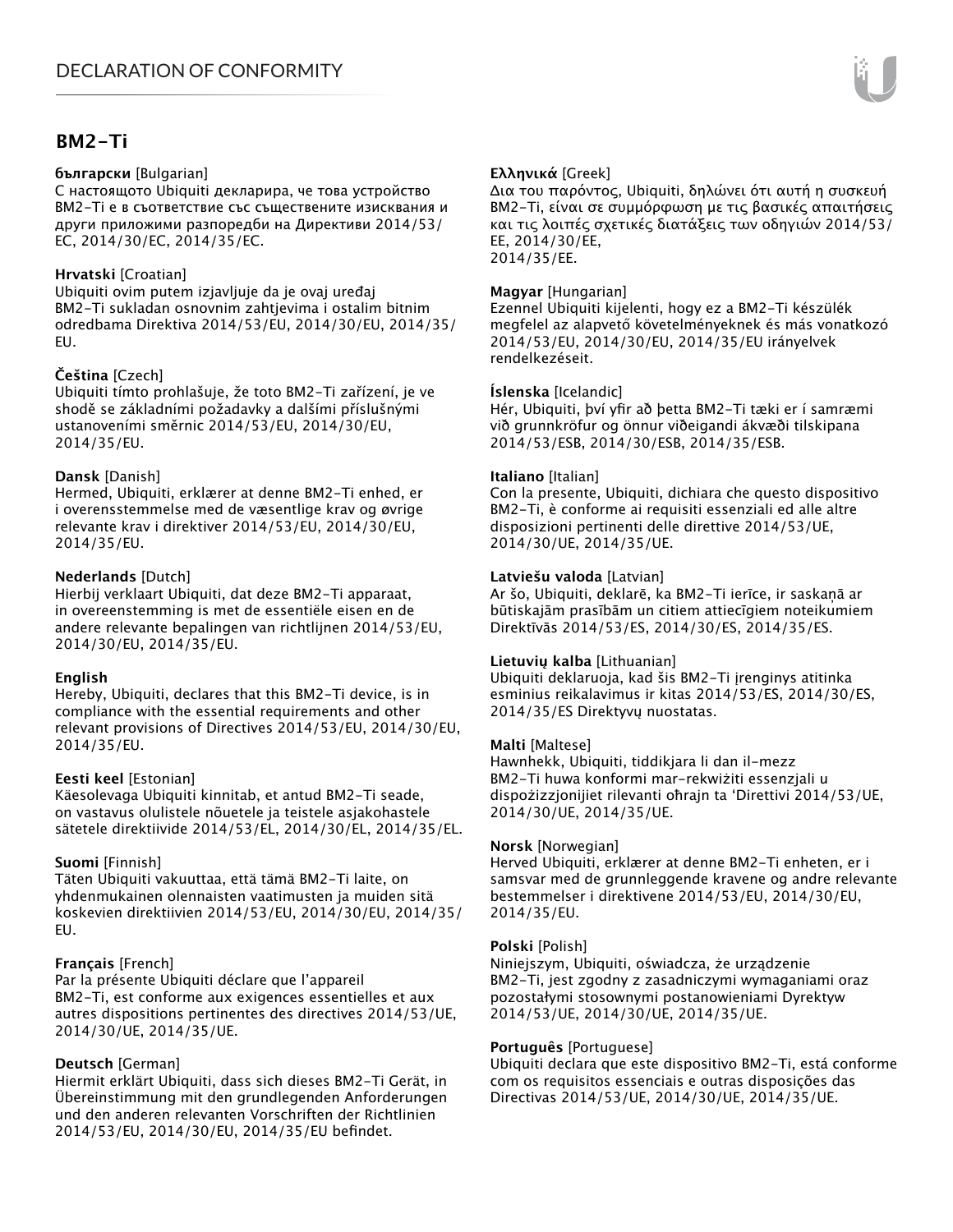# DECLARATION OF CONFORMITY

## BM2-Ti

**български** [Bulgarian]
С настоящото Ubiquiti декларира, че това устройство BM2-Ti е в съответствие със съществените изисквания и други приложими разпоредби на Директиви 2014/53/ЕС, 2014/30/ЕС, 2014/35/ЕС.

**Hrvatski** [Croatian]
Ubiquiti ovim putem izjavljuje da je ovaj uređaj BM2-Ti sukladan osnovnim zahtjevima i ostalim bitnim odredbama Direktiva 2014/53/EU, 2014/30/EU, 2014/35/EU.

**Čeština** [Czech]
Ubiquiti tímto prohlašuje, že toto BM2-Ti zařízení, je ve shodě se základními požadavky a dalšími příslušnými ustanoveními směrnic 2014/53/EU, 2014/30/EU, 2014/35/EU.

**Dansk** [Danish]
Hermed, Ubiquiti, erklærer at denne BM2-Ti enhed, er i overensstemmelse med de væsentlige krav og øvrige relevante krav i direktiver 2014/53/EU, 2014/30/EU, 2014/35/EU.

**Nederlands** [Dutch]
Hierbij verklaart Ubiquiti, dat deze BM2-Ti apparaat, in overeenstemming is met de essentiële eisen en de andere relevante bepalingen van richtlijnen 2014/53/EU, 2014/30/EU, 2014/35/EU.

**English**
Hereby, Ubiquiti, declares that this BM2-Ti device, is in compliance with the essential requirements and other relevant provisions of Directives 2014/53/EU, 2014/30/EU, 2014/35/EU.

**Eesti keel** [Estonian]
Käesolevaga Ubiquiti kinnitab, et antud BM2-Ti seade, on vastavus olulistele nõuetele ja teistele asjakohastele sätetele direktiivide 2014/53/EL, 2014/30/EL, 2014/35/EL.

**Suomi** [Finnish]
Täten Ubiquiti vakuuttaa, että tämä BM2-Ti laite, on yhdenmukainen olennaisten vaatimusten ja muiden sitä koskevien direktiivien 2014/53/EU, 2014/30/EU, 2014/35/EU.

**Français** [French]
Par la présente Ubiquiti déclare que l'appareil BM2-Ti, est conforme aux exigences essentielles et aux autres dispositions pertinentes des directives 2014/53/UE, 2014/30/UE, 2014/35/UE.

**Deutsch** [German]
Hiermit erklärt Ubiquiti, dass sich dieses BM2-Ti Gerät, in Übereinstimmung mit den grundlegenden Anforderungen und den anderen relevanten Vorschriften der Richtlinien 2014/53/EU, 2014/30/EU, 2014/35/EU befindet.

**Ελληνικά** [Greek]
Δια του παρόντος, Ubiquiti, δηλώνει ότι αυτή η συσκευή BM2-Ti, είναι σε συμμόρφωση με τις βασικές απαιτήσεις και τις λοιπές σχετικές διατάξεις των οδηγιών 2014/53/EE, 2014/30/EE, 2014/35/EE.

**Magyar** [Hungarian]
Ezennel Ubiquiti kijelenti, hogy ez a BM2-Ti készülék megfelel az alapvető követelményeknek és más vonatkozó 2014/53/EU, 2014/30/EU, 2014/35/EU irányelvek rendelkezéseit.

**Íslenska** [Icelandic]
Hér, Ubiquiti, því yfir að þetta BM2-Ti tæki er í samræmi við grunnkröfur og önnur viðeigandi ákvæði tilskipana 2014/53/ESB, 2014/30/ESB, 2014/35/ESB.

**Italiano** [Italian]
Con la presente, Ubiquiti, dichiara che questo dispositivo BM2-Ti, è conforme ai requisiti essenziali ed alle altre disposizioni pertinenti delle direttive 2014/53/UE, 2014/30/UE, 2014/35/UE.

**Latviešu valoda** [Latvian]
Ar šo, Ubiquiti, deklarē, ka BM2-Ti ierīce, ir saskaņā ar būtiskajām prasībām un citiem attiecīgiem noteikumiem Direktīvās 2014/53/ES, 2014/30/ES, 2014/35/ES.

**Lietuvių kalba** [Lithuanian]
Ubiquiti deklaruoja, kad šis BM2-Ti įrenginys atitinka esminius reikalavimus ir kitas 2014/53/ES, 2014/30/ES, 2014/35/ES Direktyvų nuostatas.

**Malti** [Maltese]
Hawnhekk, Ubiquiti, tiddikjara li dan il-mezz BM2-Ti huwa konformi mar-rekwiżiti essenzjali u dispożizzjonijiet rilevanti oħrajn ta 'Direttivi 2014/53/UE, 2014/30/UE, 2014/35/UE.

**Norsk** [Norwegian]
Herved Ubiquiti, erklærer at denne BM2-Ti enheten, er i samsvar med de grunnleggende kravene og andre relevante bestemmelser i direktivene 2014/53/EU, 2014/30/EU, 2014/35/EU.

**Polski** [Polish]
Niniejszym, Ubiquiti, oświadcza, że urządzenie BM2-Ti, jest zgodny z zasadniczymi wymaganiami oraz pozostałymi stosownymi postanowieniami Dyrektyw 2014/53/UE, 2014/30/UE, 2014/35/UE.

**Português** [Portuguese]
Ubiquiti declara que este dispositivo BM2-Ti, está conforme com os requisitos essenciais e outras disposições das Directivas 2014/53/UE, 2014/30/UE, 2014/35/UE.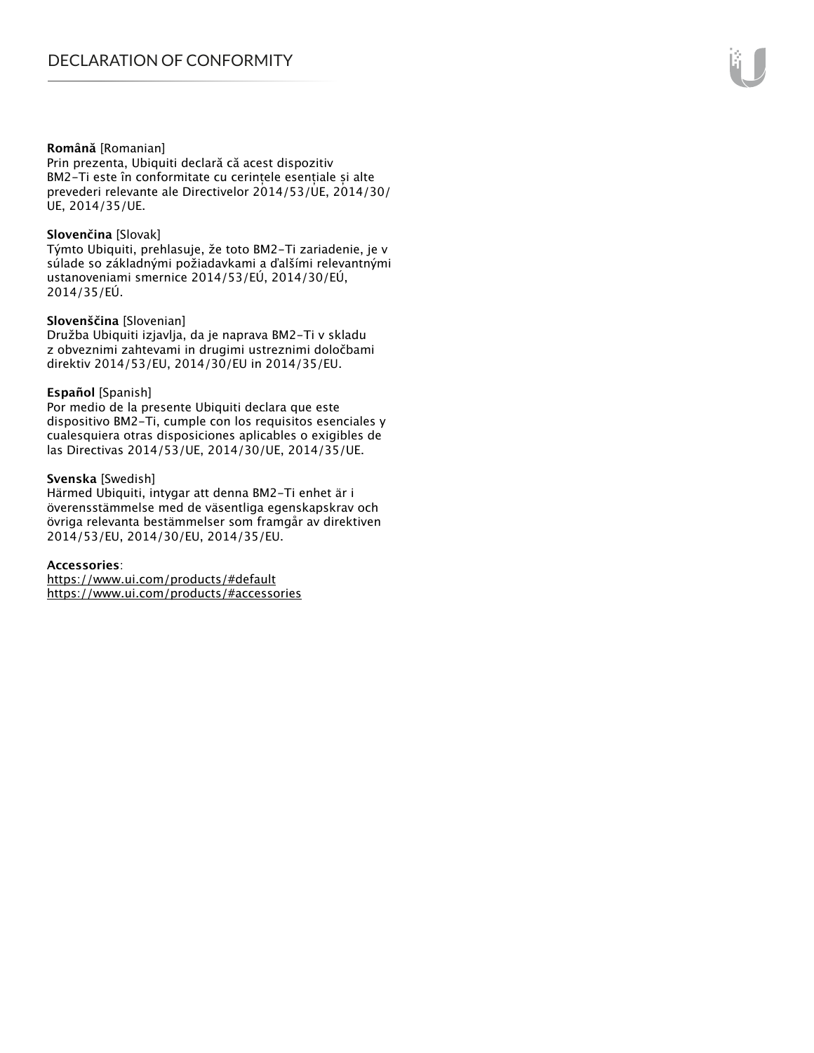**Română** [Romanian]
Prin prezenta, Ubiquiti declară că acest dispozitiv BM2-Ti este în conformitate cu cerințele esențiale și alte prevederi relevante ale Directivelor 2014/53/UE, 2014/30/UE, 2014/35/UE.

**Slovenčina** [Slovak]
Týmto Ubiquiti, prehlasuje, že toto BM2-Ti zariadenie, je v súlade so základnými požiadavkami a ďalšími relevantnými ustanoveniami smernice 2014/53/EÚ, 2014/30/EÚ, 2014/35/EÚ.

**Slovenščina** [Slovenian]
Družba Ubiquiti izjavlja, da je naprava BM2-Ti v skladu z obveznimi zahtevami in drugimi ustreznimi določbami direktiv 2014/53/EU, 2014/30/EU in 2014/35/EU.

**Español** [Spanish]
Por medio de la presente Ubiquiti declara que este dispositivo BM2-Ti, cumple con los requisitos esenciales y cualesquiera otras disposiciones aplicables o exigibles de las Directivas 2014/53/UE, 2014/30/UE, 2014/35/UE.

**Svenska** [Swedish]
Härmed Ubiquiti, intygar att denna BM2-Ti enhet är i överensstämmelse med de väsentliga egenskapskrav och övriga relevanta bestämmelser som framgår av direktiven 2014/53/EU, 2014/30/EU, 2014/35/EU.

**Accessories**:
https://www.ui.com/products/#default
https://www.ui.com/products/#accessories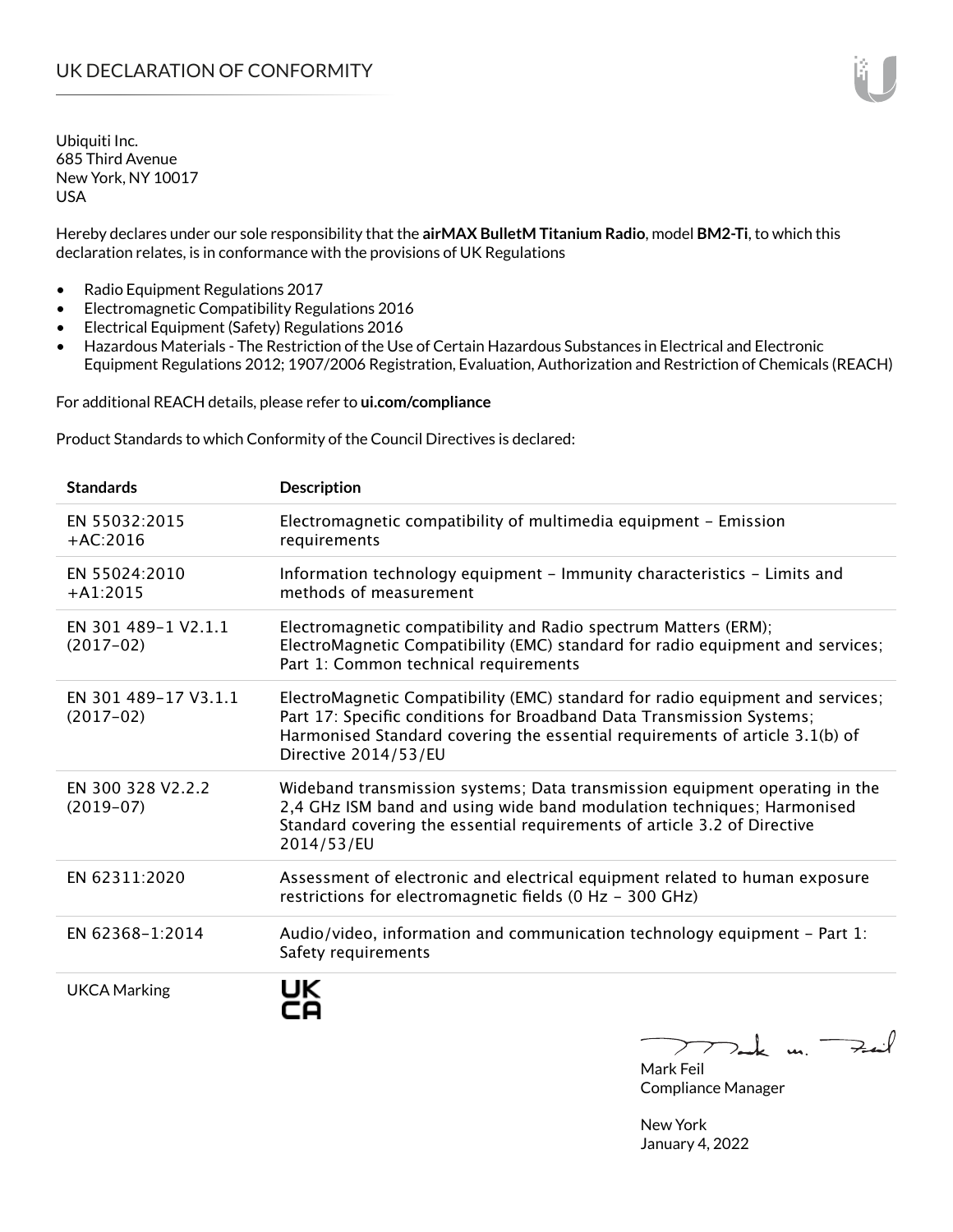# UK DECLARATION OF CONFORMITY

Ubiquiti Inc.
685 Third Avenue
New York, NY 10017
USA

Hereby declares under our sole responsibility that the **airMAX BulletM Titanium Radio**, model **BM2-Ti**, to which this declaration relates, is in conformance with the provisions of UK Regulations

- Radio Equipment Regulations 2017
- Electromagnetic Compatibility Regulations 2016
- Electrical Equipment (Safety) Regulations 2016
- Hazardous Materials - The Restriction of the Use of Certain Hazardous Substances in Electrical and Electronic Equipment Regulations 2012; 1907/2006 Registration, Evaluation, Authorization and Restriction of Chemicals (REACH)

For additional REACH details, please refer to **ui.com/compliance**

Product Standards to which Conformity of the Council Directives is declared:

| Standards | Description |
|---|---|
| EN 55032:2015 +AC:2016 | Electromagnetic compatibility of multimedia equipment – Emission requirements |
| EN 55024:2010 +A1:2015 | Information technology equipment – Immunity characteristics – Limits and methods of measurement |
| EN 301 489-1 V2.1.1 (2017-02) | Electromagnetic compatibility and Radio spectrum Matters (ERM); ElectroMagnetic Compatibility (EMC) standard for radio equipment and services; Part 1: Common technical requirements |
| EN 301 489-17 V3.1.1 (2017-02) | ElectroMagnetic Compatibility (EMC) standard for radio equipment and services; Part 17: Specific conditions for Broadband Data Transmission Systems; Harmonised Standard covering the essential requirements of article 3.1(b) of Directive 2014/53/EU |
| EN 300 328 V2.2.2 (2019-07) | Wideband transmission systems; Data transmission equipment operating in the 2,4 GHz ISM band and using wide band modulation techniques; Harmonised Standard covering the essential requirements of article 3.2 of Directive 2014/53/EU |
| EN 62311:2020 | Assessment of electronic and electrical equipment related to human exposure restrictions for electromagnetic fields (0 Hz - 300 GHz) |
| EN 62368-1:2014 | Audio/video, information and communication technology equipment – Part 1: Safety requirements |
| UKCA Marking | UK CA |

Mark Feil
Compliance Manager

New York
January 4, 2022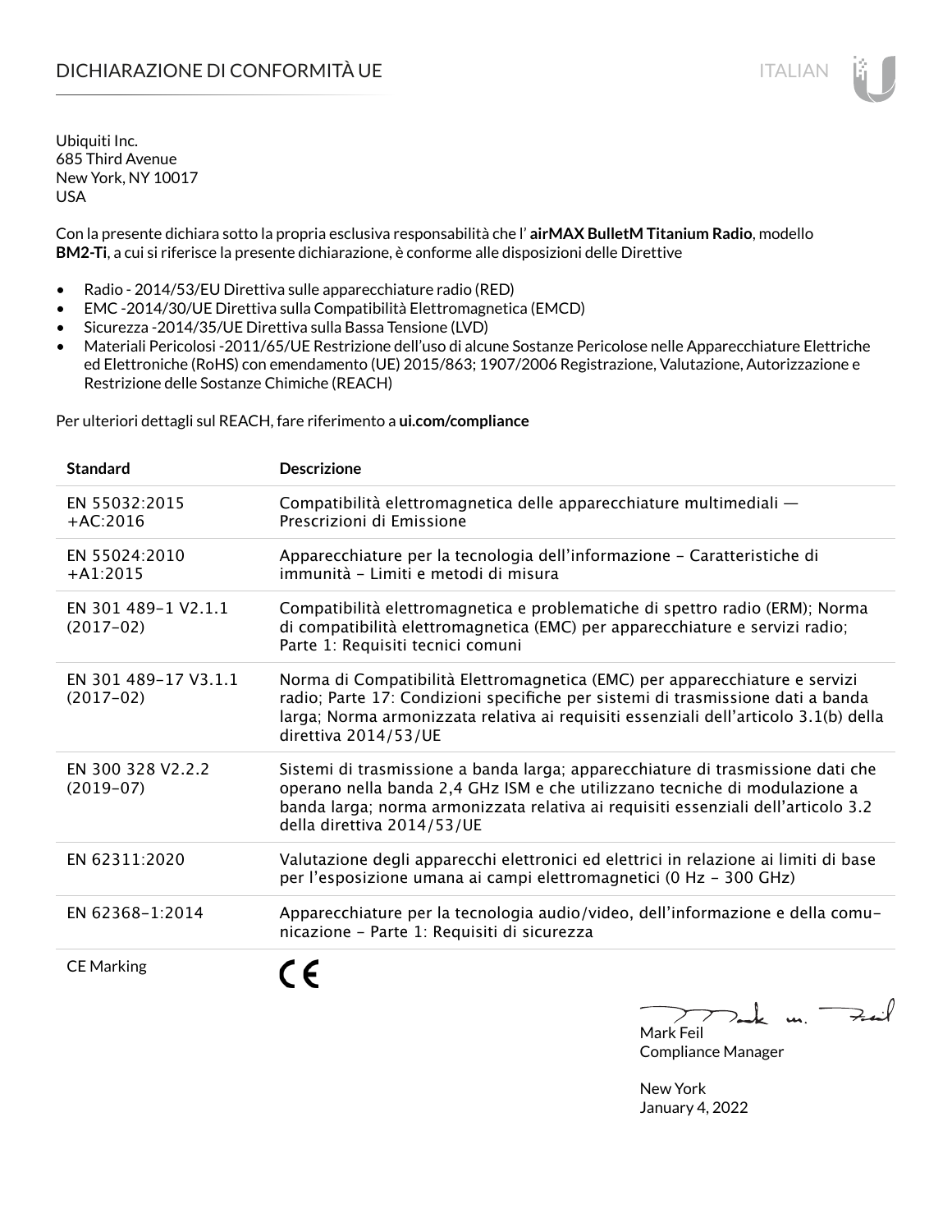# DICHIARAZIONE DI CONFORMITÀ UE

Ubiquiti Inc.
685 Third Avenue
New York, NY 10017
USA

Con la presente dichiara sotto la propria esclusiva responsabilità che l' **airMAX BulletM Titanium Radio**, modello **BM2-Ti**, a cui si riferisce la presente dichiarazione, è conforme alle disposizioni delle Direttive

- Radio - 2014/53/EU Direttiva sulle apparecchiature radio (RED)
- EMC -2014/30/UE Direttiva sulla Compatibilità Elettromagnetica (EMCD)
- Sicurezza -2014/35/UE Direttiva sulla Bassa Tensione (LVD)
- Materiali Pericolosi -2011/65/UE Restrizione dell'uso di alcune Sostanze Pericolose nelle Apparecchiature Elettriche ed Elettroniche (RoHS) con emendamento (UE) 2015/863; 1907/2006 Registrazione, Valutazione, Autorizzazione e Restrizione delle Sostanze Chimiche (REACH)

Per ulteriori dettagli sul REACH, fare riferimento a **ui.com/compliance**

| Standard | Descrizione |
|---|---|
| EN 55032:2015 +AC:2016 | Compatibilità elettromagnetica delle apparecchiature multimediali — Prescrizioni di Emissione |
| EN 55024:2010 +A1:2015 | Apparecchiature per la tecnologia dell'informazione - Caratteristiche di immunità - Limiti e metodi di misura |
| EN 301 489-1 V2.1.1 (2017-02) | Compatibilità elettromagnetica e problematiche di spettro radio (ERM); Norma di compatibilità elettromagnetica (EMC) per apparecchiature e servizi radio; Parte 1: Requisiti tecnici comuni |
| EN 301 489-17 V3.1.1 (2017-02) | Norma di Compatibilità Elettromagnetica (EMC) per apparecchiature e servizi radio; Parte 17: Condizioni specifiche per sistemi di trasmissione dati a banda larga; Norma armonizzata relativa ai requisiti essenziali dell'articolo 3.1(b) della direttiva 2014/53/UE |
| EN 300 328 V2.2.2 (2019-07) | Sistemi di trasmissione a banda larga; apparecchiature di trasmissione dati che operano nella banda 2,4 GHz ISM e che utilizzano tecniche di modulazione a banda larga; norma armonizzata relativa ai requisiti essenziali dell'articolo 3.2 della direttiva 2014/53/UE |
| EN 62311:2020 | Valutazione degli apparecchi elettronici ed elettrici in relazione ai limiti di base per l'esposizione umana ai campi elettromagnetici (0 Hz - 300 GHz) |
| EN 62368-1:2014 | Apparecchiature per la tecnologia audio/video, dell'informazione e della comunicazione - Parte 1: Requisiti di sicurezza |
| CE Marking | CE |

Mark Feil
Compliance Manager

New York
January 4, 2022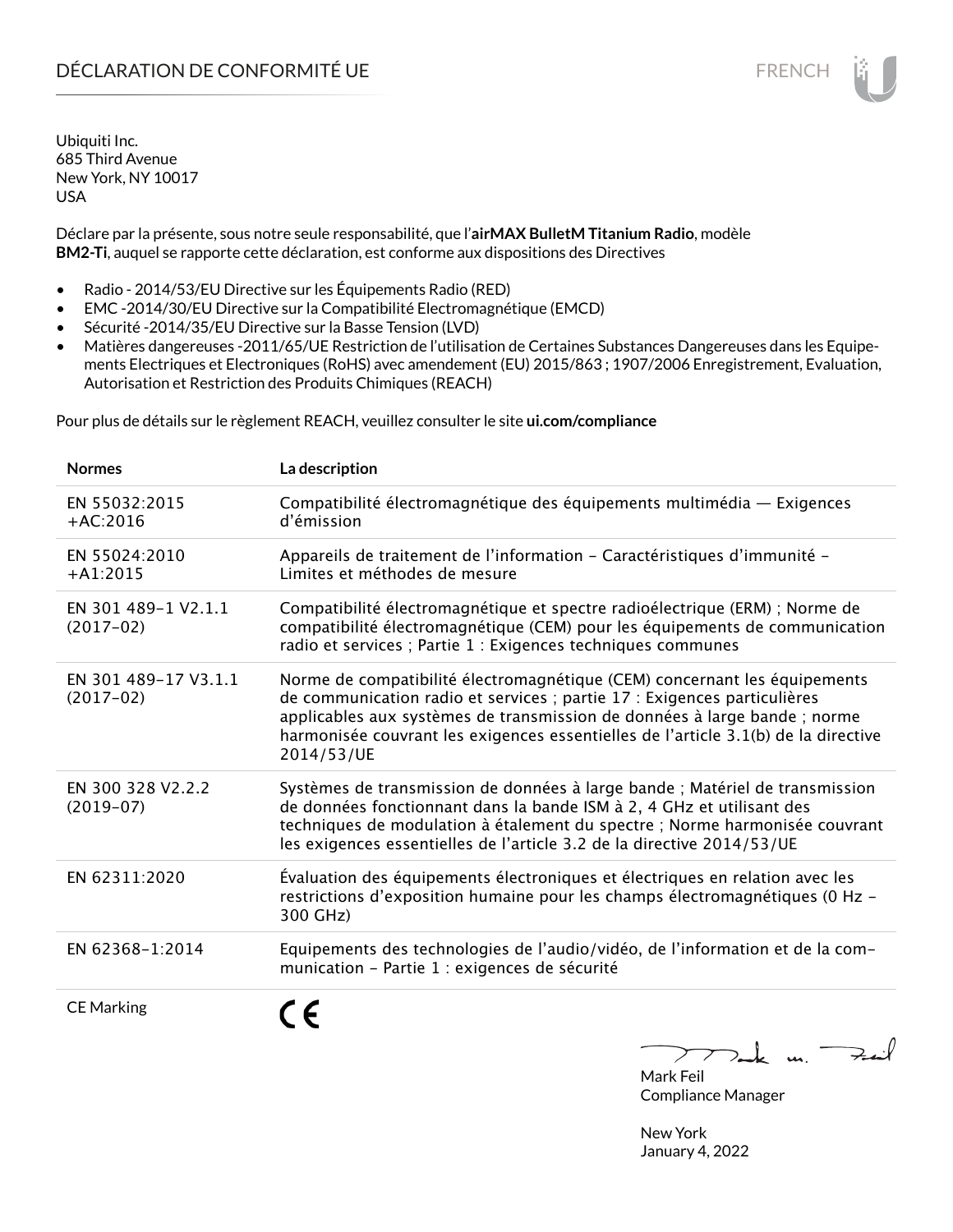# DÉCLARATION DE CONFORMITÉ UE

Ubiquiti Inc.
685 Third Avenue
New York, NY 10017
USA

Déclare par la présente, sous notre seule responsabilité, que l'**airMAX BulletM Titanium Radio**, modèle **BM2-Ti**, auquel se rapporte cette déclaration, est conforme aux dispositions des Directives

- Radio - 2014/53/EU Directive sur les Équipements Radio (RED)
- EMC -2014/30/EU Directive sur la Compatibilité Electromagnétique (EMCD)
- Sécurité -2014/35/EU Directive sur la Basse Tension (LVD)
- Matières dangereuses -2011/65/UE Restriction de l'utilisation de Certaines Substances Dangereuses dans les Equipements Electriques et Electroniques (RoHS) avec amendement (EU) 2015/863 ; 1907/2006 Enregistrement, Evaluation, Autorisation et Restriction des Produits Chimiques (REACH)

Pour plus de détails sur le règlement REACH, veuillez consulter le site **ui.com/compliance**

| Normes | La description |
|---|---|
| EN 55032:2015 +AC:2016 | Compatibilité électromagnétique des équipements multimédia — Exigences d'émission |
| EN 55024:2010 +A1:2015 | Appareils de traitement de l'information - Caractéristiques d'immunité - Limites et méthodes de mesure |
| EN 301 489-1 V2.1.1 (2017-02) | Compatibilité électromagnétique et spectre radioélectrique (ERM) ; Norme de compatibilité électromagnétique (CEM) pour les équipements de communication radio et services ; Partie 1 : Exigences techniques communes |
| EN 301 489-17 V3.1.1 (2017-02) | Norme de compatibilité électromagnétique (CEM) concernant les équipements de communication radio et services ; partie 17 : Exigences particulières applicables aux systèmes de transmission de données à large bande ; norme harmonisée couvrant les exigences essentielles de l'article 3.1(b) de la directive 2014/53/UE |
| EN 300 328 V2.2.2 (2019-07) | Systèmes de transmission de données à large bande ; Matériel de transmission de données fonctionnant dans la bande ISM à 2, 4 GHz et utilisant des techniques de modulation à étalement du spectre ; Norme harmonisée couvrant les exigences essentielles de l'article 3.2 de la directive 2014/53/UE |
| EN 62311:2020 | Évaluation des équipements électroniques et électriques en relation avec les restrictions d'exposition humaine pour les champs électromagnétiques (0 Hz - 300 GHz) |
| EN 62368-1:2014 | Equipements des technologies de l'audio/vidéo, de l'information et de la communication - Partie 1 : exigences de sécurité |
| CE Marking | CE |

Mark Feil
Compliance Manager

New York
January 4, 2022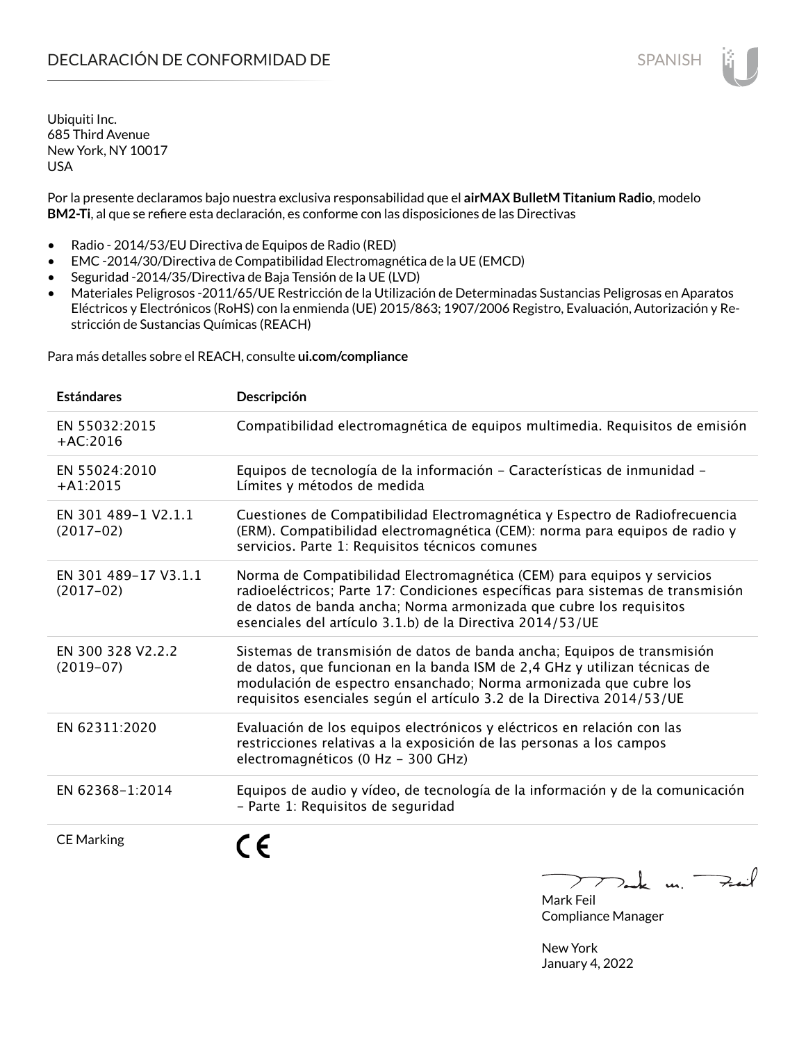# DECLARACIÓN DE CONFORMIDAD DE

Ubiquiti Inc.
685 Third Avenue
New York, NY 10017
USA

Por la presente declaramos bajo nuestra exclusiva responsabilidad que el **airMAX BulletM Titanium Radio**, modelo **BM2-Ti**, al que se refiere esta declaración, es conforme con las disposiciones de las Directivas

- Radio - 2014/53/EU Directiva de Equipos de Radio (RED)
- EMC -2014/30/Directiva de Compatibilidad Electromagnética de la UE (EMCD)
- Seguridad -2014/35/Directiva de Baja Tensión de la UE (LVD)
- Materiales Peligrosos -2011/65/UE Restricción de la Utilización de Determinadas Sustancias Peligrosas en Aparatos Eléctricos y Electrónicos (RoHS) con la enmienda (UE) 2015/863; 1907/2006 Registro, Evaluación, Autorización y Restricción de Sustancias Químicas (REACH)

Para más detalles sobre el REACH, consulte **ui.com/compliance**

| Estándares | Descripción |
| --- | --- |
| EN 55032:2015 +AC:2016 | Compatibilidad electromagnética de equipos multimedia. Requisitos de emisión |
| EN 55024:2010 +A1:2015 | Equipos de tecnología de la información – Características de inmunidad – Límites y métodos de medida |
| EN 301 489-1 V2.1.1 (2017-02) | Cuestiones de Compatibilidad Electromagnética y Espectro de Radiofrecuencia (ERM). Compatibilidad electromagnética (CEM): norma para equipos de radio y servicios. Parte 1: Requisitos técnicos comunes |
| EN 301 489-17 V3.1.1 (2017-02) | Norma de Compatibilidad Electromagnética (CEM) para equipos y servicios radioeléctricos; Parte 17: Condiciones específicas para sistemas de transmisión de datos de banda ancha; Norma armonizada que cubre los requisitos esenciales del artículo 3.1.b) de la Directiva 2014/53/UE |
| EN 300 328 V2.2.2 (2019-07) | Sistemas de transmisión de datos de banda ancha; Equipos de transmisión de datos, que funcionan en la banda ISM de 2,4 GHz y utilizan técnicas de modulación de espectro ensanchado; Norma armonizada que cubre los requisitos esenciales según el artículo 3.2 de la Directiva 2014/53/UE |
| EN 62311:2020 | Evaluación de los equipos electrónicos y eléctricos en relación con las restricciones relativas a la exposición de las personas a los campos electromagnéticos (0 Hz - 300 GHz) |
| EN 62368-1:2014 | Equipos de audio y vídeo, de tecnología de la información y de la comunicación – Parte 1: Requisitos de seguridad |
| CE Marking | CE |

Mark Feil
Compliance Manager

New York
January 4, 2022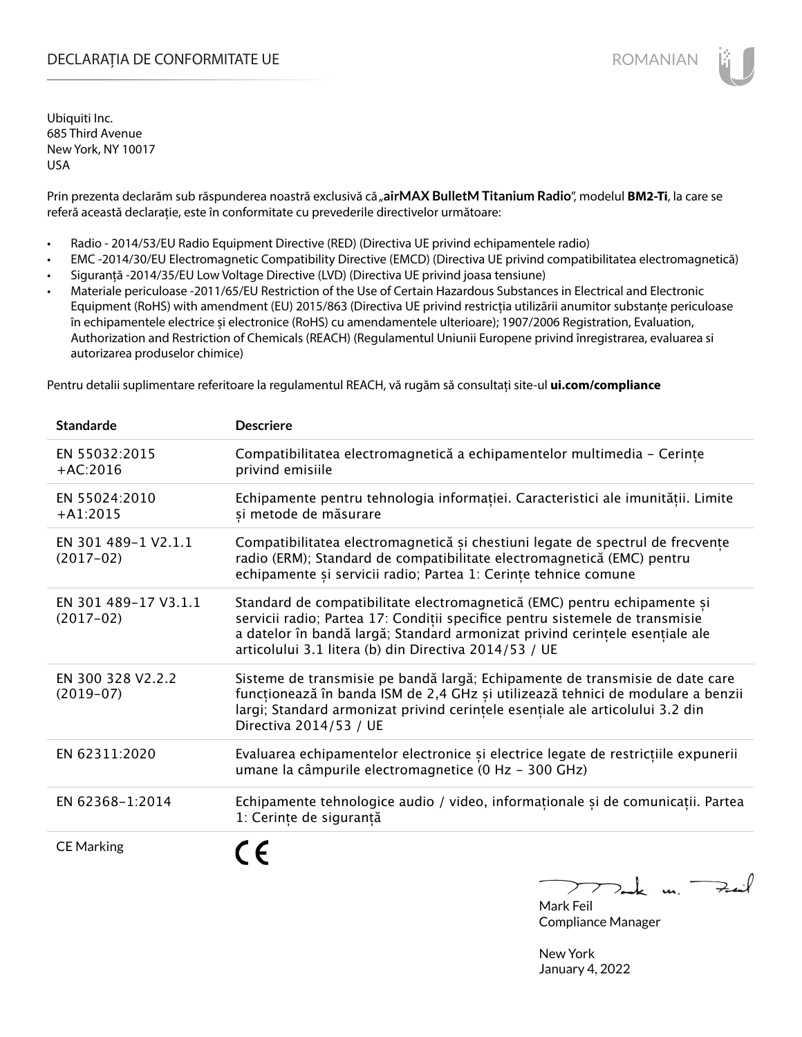# DECLARAȚIA DE CONFORMITATE UE

ROMANIAN

Ubiquiti Inc.
685 Third Avenue
New York, NY 10017
USA

Prin prezenta declarăm sub răspunderea noastră exclusivă că „**airMAX BulletM Titanium Radio**", modelul **BM2-Ti**, la care se referă această declarație, este în conformitate cu prevederile directivelor următoare:

- Radio - 2014/53/EU Radio Equipment Directive (RED) (Directiva UE privind echipamentele radio)
- EMC -2014/30/EU Electromagnetic Compatibility Directive (EMCD) (Directiva UE privind compatibilitatea electromagnetică)
- Siguranță -2014/35/EU Low Voltage Directive (LVD) (Directiva UE privind joasa tensiune)
- Materiale periculoase -2011/65/EU Restriction of the Use of Certain Hazardous Substances in Electrical and Electronic Equipment (RoHS) with amendment (EU) 2015/863 (Directiva UE privind restricția utilizării anumitor substanțe periculoase în echipamentele electrice și electronice (RoHS) cu amendamentele ulterioare); 1907/2006 Registration, Evaluation, Authorization and Restriction of Chemicals (REACH) (Regulamentul Uniunii Europene privind înregistrarea, evaluarea si autorizarea produselor chimice)

Pentru detalii suplimentare referitoare la regulamentul REACH, vă rugăm să consultați site-ul **ui.com/compliance**

| Standarde | Descriere |
|---|---|
| EN 55032:2015 +AC:2016 | Compatibilitatea electromagnetică a echipamentelor multimedia – Cerințe privind emisiile |
| EN 55024:2010 +A1:2015 | Echipamente pentru tehnologia informației. Caracteristici ale imunității. Limite și metode de măsurare |
| EN 301 489-1 V2.1.1 (2017-02) | Compatibilitatea electromagnetică și chestiuni legate de spectrul de frecvențe radio (ERM); Standard de compatibilitate electromagnetică (EMC) pentru echipamente și servicii radio; Partea 1: Cerințe tehnice comune |
| EN 301 489-17 V3.1.1 (2017-02) | Standard de compatibilitate electromagnetică (EMC) pentru echipamente și servicii radio; Partea 17: Condiții specifice pentru sistemele de transmisie a datelor în bandă largă; Standard armonizat privind cerințele esențiale ale articolului 3.1 litera (b) din Directiva 2014/53 / UE |
| EN 300 328 V2.2.2 (2019-07) | Sisteme de transmisie pe bandă largă; Echipamente de transmisie de date care funcționează în banda ISM de 2,4 GHz și utilizează tehnici de modulare a benzii largi; Standard armonizat privind cerințele esențiale ale articolului 3.2 din Directiva 2014/53 / UE |
| EN 62311:2020 | Evaluarea echipamentelor electronice și electrice legate de restricțiile expunerii umane la câmpurile electromagnetice (0 Hz - 300 GHz) |
| EN 62368-1:2014 | Echipamente tehnologice audio / video, informaționale și de comunicații. Partea 1: Cerințe de siguranță |
| CE Marking | CE |

Mark Feil
Compliance Manager

New York
January 4, 2022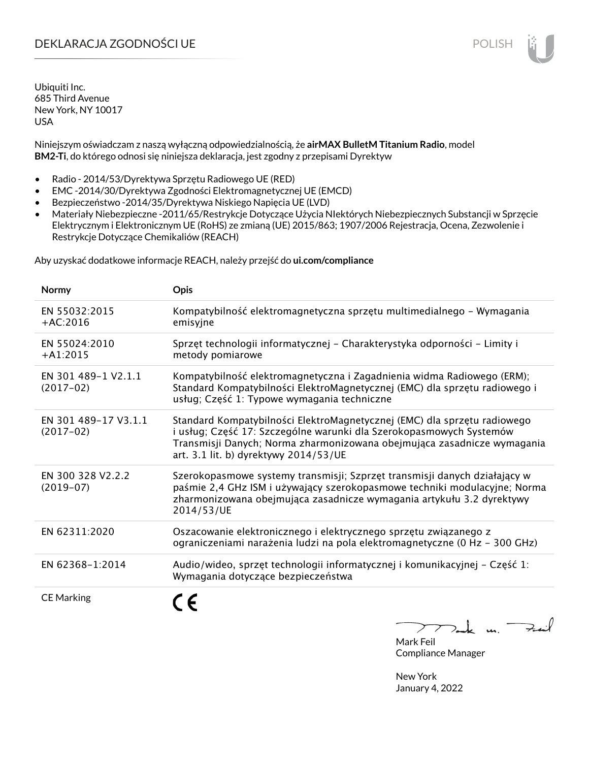# DEKLARACJA ZGODNOŚCI UE

POLISH

Ubiquiti Inc.
685 Third Avenue
New York, NY 10017
USA

Niniejszym oświadczam z naszą wyłączną odpowiedzialnością, że **airMAX BulletM Titanium Radio**, model **BM2-Ti**, do którego odnosi się niniejsza deklaracja, jest zgodny z przepisami Dyrektyw

- Radio - 2014/53/Dyrektywa Sprzętu Radiowego UE (RED)
- EMC -2014/30/Dyrektywa Zgodności Elektromagnetycznej UE (EMCD)
- Bezpieczeństwo -2014/35/Dyrektywa Niskiego Napięcia UE (LVD)
- Materiały Niebezpieczne -2011/65/Restrykcje Dotyczące Użycia NIektórych Niebezpiecznych Substancji w Sprzęcie Elektrycznym i Elektronicznym UE (RoHS) ze zmianą (UE) 2015/863; 1907/2006 Rejestracja, Ocena, Zezwolenie i Restrykcje Dotyczące Chemikaliów (REACH)

Aby uzyskać dodatkowe informacje REACH, należy przejść do **ui.com/compliance**

| Normy | Opis |
|---|---|
| EN 55032:2015 +AC:2016 | Kompatybilność elektromagnetyczna sprzętu multimedialnego – Wymagania emisyjne |
| EN 55024:2010 +A1:2015 | Sprzęt technologii informatycznej – Charakterystyka odporności – Limity i metody pomiarowe |
| EN 301 489-1 V2.1.1 (2017-02) | Kompatybilność elektromagnetyczna i Zagadnienia widma Radiowego (ERM); Standard Kompatybilności ElektroMagnetycznej (EMC) dla sprzętu radiowego i usług; Część 1: Typowe wymagania techniczne |
| EN 301 489-17 V3.1.1 (2017-02) | Standard Kompatybilności ElektroMagnetycznej (EMC) dla sprzętu radiowego i usług; Część 17: Szczególne warunki dla Szerokopasmowych Systemów Transmisji Danych; Norma zharmonizowana obejmująca zasadnicze wymagania art. 3.1 lit. b) dyrektywy 2014/53/UE |
| EN 300 328 V2.2.2 (2019-07) | Szerokopasmowe systemy transmisji; Szprzęt transmisji danych działający w paśmie 2,4 GHz ISM i używający szerokopasmowe techniki modulacyjne; Norma zharmonizowana obejmująca zasadnicze wymagania artykułu 3.2 dyrektywy 2014/53/UE |
| EN 62311:2020 | Oszacowanie elektronicznego i elektrycznego sprzętu związanego z ograniczeniami narażenia ludzi na pola elektromagnetyczne (0 Hz – 300 GHz) |
| EN 62368-1:2014 | Audio/wideo, sprzęt technologii informatycznej i komunikacyjnej – Część 1: Wymagania dotyczące bezpieczeństwa |
| CE Marking | CE |

Mark Feil
Compliance Manager

New York
January 4, 2022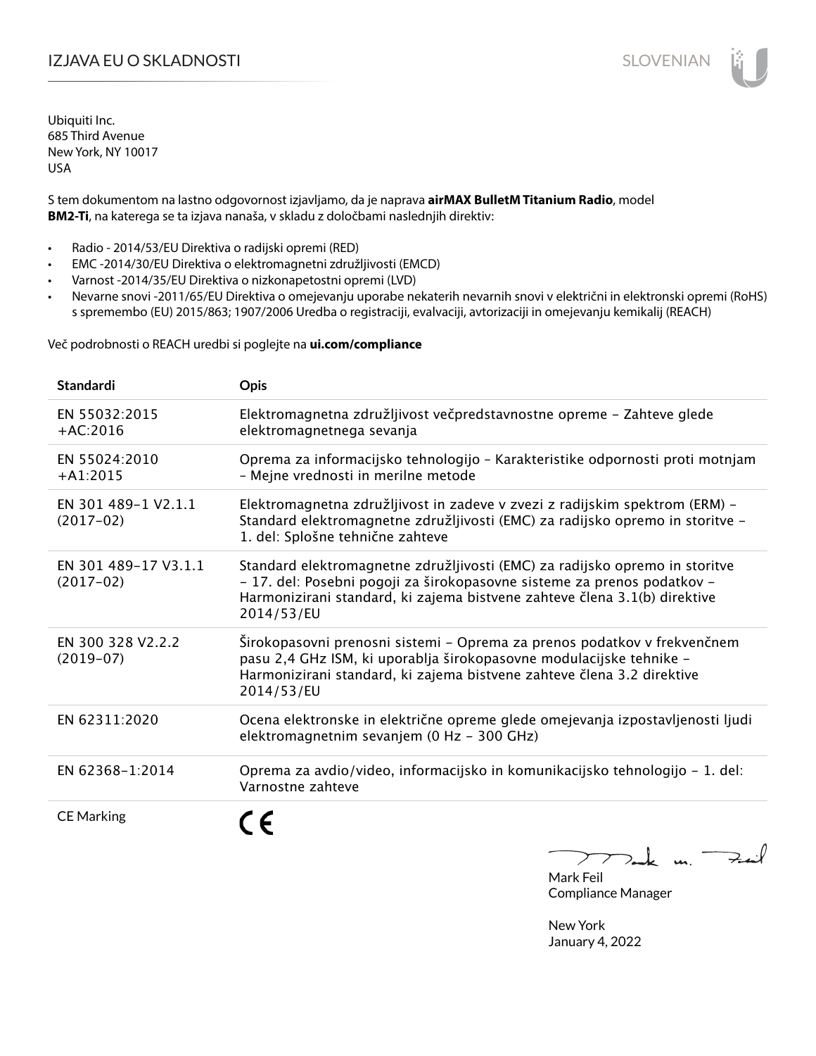# IZJAVA EU O SKLADNOSTI

Ubiquiti Inc.
685 Third Avenue
New York, NY 10017
USA

S tem dokumentom na lastno odgovornost izjavljamo, da je naprava **airMAX BulletM Titanium Radio**, model **BM2-Ti**, na katerega se ta izjava nanaša, v skladu z določbami naslednjih direktiv:

- Radio - 2014/53/EU Direktiva o radijski opremi (RED)
- EMC -2014/30/EU Direktiva o elektromagnetni združljivosti (EMCD)
- Varnost -2014/35/EU Direktiva o nizkonapetostni opremi (LVD)
- Nevarne snovi -2011/65/EU Direktiva o omejevanju uporabe nekaterih nevarnih snovi v električni in elektronski opremi (RoHS) s spremembo (EU) 2015/863; 1907/2006 Uredba o registraciji, evalvaciji, avtorizaciji in omejevanju kemikalij (REACH)

Več podrobnosti o REACH uredbi si poglejte na **ui.com/compliance**

| Standardi | Opis |
|---|---|
| EN 55032:2015 +AC:2016 | Elektromagnetna združljivost večpredstavnostne opreme – Zahteve glede elektromagnetnega sevanja |
| EN 55024:2010 +A1:2015 | Oprema za informacijsko tehnologijo – Karakteristike odpornosti proti motnjam – Mejne vrednosti in merilne metode |
| EN 301 489-1 V2.1.1 (2017-02) | Elektromagnetna združljivost in zadeve v zvezi z radijskim spektrom (ERM) – Standard elektromagnetne združljivosti (EMC) za radijsko opremo in storitve – 1. del: Splošne tehnične zahteve |
| EN 301 489-17 V3.1.1 (2017-02) | Standard elektromagnetne združljivosti (EMC) za radijsko opremo in storitve – 17. del: Posebni pogoji za širokopasovne sisteme za prenos podatkov – Harmonizirani standard, ki zajema bistvene zahteve člena 3.1(b) direktive 2014/53/EU |
| EN 300 328 V2.2.2 (2019-07) | Širokopasovni prenosni sistemi – Oprema za prenos podatkov v frekvenčnem pasu 2,4 GHz ISM, ki uporablja širokopasovne modulacijske tehnike – Harmonizirani standard, ki zajema bistvene zahteve člena 3.2 direktive 2014/53/EU |
| EN 62311:2020 | Ocena elektronske in električne opreme glede omejevanja izpostavljenosti ljudi elektromagnetnim sevanjem (0 Hz – 300 GHz) |
| EN 62368-1:2014 | Oprema za avdio/video, informacijsko in komunikacijsko tehnologijo – 1. del: Varnostne zahteve |
| CE Marking | CE |

Mark Feil
Compliance Manager

New York
January 4, 2022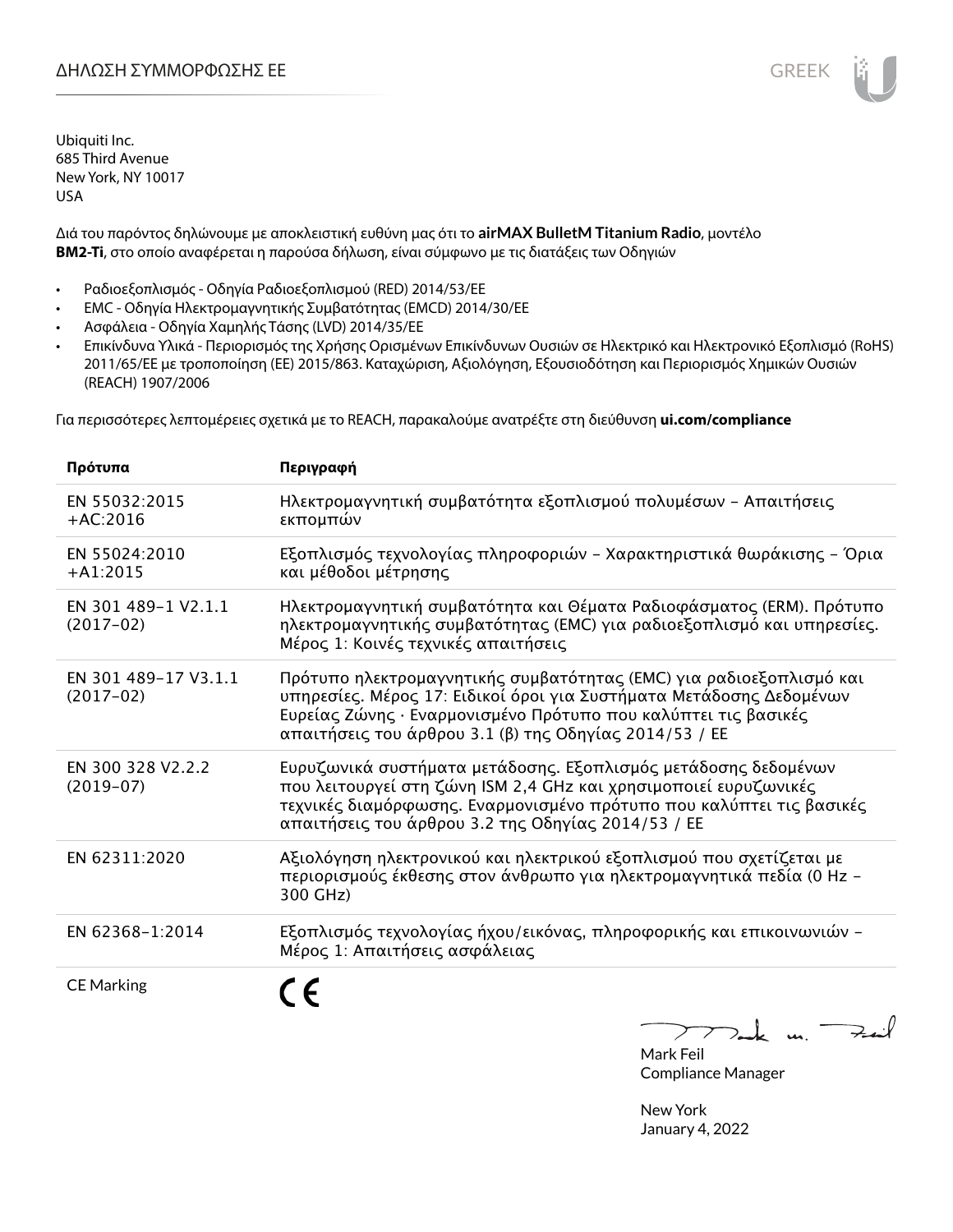# ΔΗΛΩΣΗ ΣΥΜΜΟΡΦΩΣΗΣ ΕΕ

Ubiquiti Inc.
685 Third Avenue
New York, NY 10017
USA

Διά του παρόντος δηλώνουμε με αποκλειστική ευθύνη μας ότι το **airMAX BulletM Titanium Radio**, μοντέλο **BM2-Ti**, στο οποίο αναφέρεται η παρούσα δήλωση, είναι σύμφωνο με τις διατάξεις των Οδηγιών

- Ραδιοεξοπλισμός - Οδηγία Ραδιοεξοπλισμού (RED) 2014/53/ΕΕ
- EMC - Οδηγία Ηλεκτρομαγνητικής Συμβατότητας (EMCD) 2014/30/ΕΕ
- Ασφάλεια - Οδηγία Χαμηλής Τάσης (LVD) 2014/35/ΕΕ
- Επικίνδυνα Υλικά - Περιορισμός της Χρήσης Ορισμένων Επικίνδυνων Ουσιών σε Ηλεκτρικό και Ηλεκτρονικό Εξοπλισμό (RoHS) 2011/65/ΕΕ με τροποποίηση (ΕΕ) 2015/863. Καταχώριση, Αξιολόγηση, Εξουσιοδότηση και Περιορισμός Χημικών Ουσιών (REACH) 1907/2006

Για περισσότερες λεπτομέρειες σχετικά με το REACH, παρακαλούμε ανατρέξτε στη διεύθυνση **ui.com/compliance**

| Πρότυπα | Περιγραφή |
|---|---|
| EN 55032:2015 +AC:2016 | Ηλεκτρομαγνητική συμβατότητα εξοπλισμού πολυμέσων – Απαιτήσεις εκπομπών |
| EN 55024:2010 +A1:2015 | Εξοπλισμός τεχνολογίας πληροφοριών – Χαρακτηριστικά θωράκισης – Όρια και μέθοδοι μέτρησης |
| EN 301 489-1 V2.1.1 (2017-02) | Ηλεκτρομαγνητική συμβατότητα και Θέματα Ραδιοφάσματος (ERM). Πρότυπο ηλεκτρομαγνητικής συμβατότητας (EMC) για ραδιοεξοπλισμό και υπηρεσίες. Μέρος 1: Κοινές τεχνικές απαιτήσεις |
| EN 301 489-17 V3.1.1 (2017-02) | Πρότυπο ηλεκτρομαγνητικής συμβατότητας (EMC) για ραδιοεξοπλισμό και υπηρεσίες. Μέρος 17: Ειδικοί όροι για Συστήματα Μετάδοσης Δεδομένων Ευρείας Ζώνης · Εναρμονισμένο Πρότυπο που καλύπτει τις βασικές απαιτήσεις του άρθρου 3.1 (β) της Οδηγίας 2014/53 / ΕΕ |
| EN 300 328 V2.2.2 (2019-07) | Ευρυζωνικά συστήματα μετάδοσης. Εξοπλισμός μετάδοσης δεδομένων που λειτουργεί στη ζώνη ISM 2,4 GHz και χρησιμοποιεί ευρυζωνικές τεχνικές διαμόρφωσης. Εναρμονισμένο πρότυπο που καλύπτει τις βασικές απαιτήσεις του άρθρου 3.2 της Οδηγίας 2014/53 / ΕΕ |
| EN 62311:2020 | Αξιολόγηση ηλεκτρονικού και ηλεκτρικού εξοπλισμού που σχετίζεται με περιορισμούς έκθεσης στον άνθρωπο για ηλεκτρομαγνητικά πεδία (0 Hz – 300 GHz) |
| EN 62368-1:2014 | Εξοπλισμός τεχνολογίας ήχου/εικόνας, πληροφορικής και επικοινωνιών – Μέρος 1: Απαιτήσεις ασφάλειας |
| CE Marking | CE |

Mark Feil
Compliance Manager

New York
January 4, 2022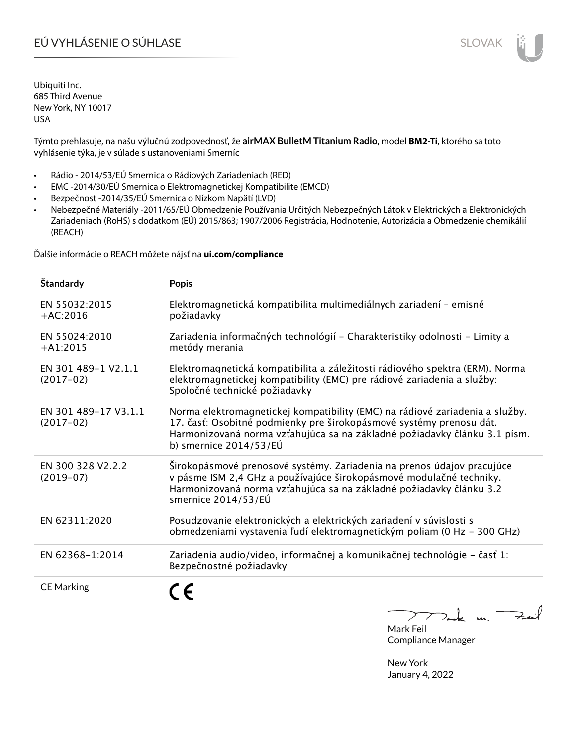# EÚ VYHLÁSENIE O SÚHLASE

Ubiquiti Inc.
685 Third Avenue
New York, NY 10017
USA

Týmto prehlasuje, na našu výlučnú zodpovednosť, že **airMAX BulletM Titanium Radio**, model **BM2-Ti**, ktorého sa toto vyhlásenie týka, je v súlade s ustanoveniami Smerníc

- Rádio - 2014/53/EÚ Smernica o Rádiových Zariadeniach (RED)
- EMC -2014/30/EÚ Smernica o Elektromagnetickej Kompatibilite (EMCD)
- Bezpečnosť -2014/35/EÚ Smernica o Nízkom Napätí (LVD)
- Nebezpečné Materiály -2011/65/EÚ Obmedzenie Používania Určitých Nebezpečných Látok v Elektrických a Elektronických Zariadeniach (RoHS) s dodatkom (EÚ) 2015/863; 1907/2006 Registrácia, Hodnotenie, Autorizácia a Obmedzenie chemikálií (REACH)

Ďalšie informácie o REACH môžete nájsť na **ui.com/compliance**

| Štandardy | Popis |
|---|---|
| EN 55032:2015 +AC:2016 | Elektromagnetická kompatibilita multimediálnych zariadení – emisné požiadavky |
| EN 55024:2010 +A1:2015 | Zariadenia informačných technológií – Charakteristiky odolnosti – Limity a metódy merania |
| EN 301 489-1 V2.1.1 (2017-02) | Elektromagnetická kompatibilita a záležitosti rádiového spektra (ERM). Norma elektromagnetickej kompatibility (EMC) pre rádiové zariadenia a služby: Spoločné technické požiadavky |
| EN 301 489-17 V3.1.1 (2017-02) | Norma elektromagnetickej kompatibility (EMC) na rádiové zariadenia a služby. 17. časť: Osobitné podmienky pre širokopásmové systémy prenosu dát. Harmonizovaná norma vzťahujúca sa na základné požiadavky článku 3.1 písm. b) smernice 2014/53/EÚ |
| EN 300 328 V2.2.2 (2019-07) | Širokopásmové prenosové systémy. Zariadenia na prenos údajov pracujúce v pásme ISM 2,4 GHz a používajúce širokopásmové modulačné techniky. Harmonizovaná norma vzťahujúca sa na základné požiadavky článku 3.2 smernice 2014/53/EÚ |
| EN 62311:2020 | Posudzovanie elektronických a elektrických zariadení v súvislosti s obmedzeniami vystavenia ľudí elektromagnetickým poliam (0 Hz – 300 GHz) |
| EN 62368-1:2014 | Zariadenia audio/video, informačnej a komunikačnej technológie – časť 1: Bezpečnostné požiadavky |
| CE Marking | CE |

Mark Feil
Compliance Manager

New York
January 4, 2022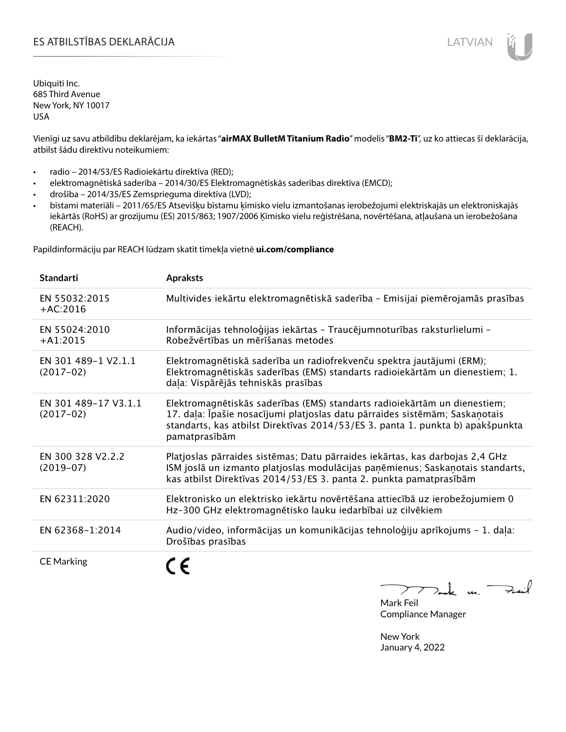# ES ATBILSTĪBAS DEKLARĀCIJA

Ubiquiti Inc.
685 Third Avenue
New York, NY 10017
USA

Vienīgi uz savu atbildību deklarējam, ka iekārtas "**airMAX BulletM Titanium Radio**" modelis "**BM2-Ti**", uz ko attiecas šī deklarācija, atbilst šādu direktīvu noteikumiem:

- radio – 2014/53/ES Radioiekārtu direktīva (RED);
- elektromagnētiskā saderība – 2014/30/ES Elektromagnētiskās saderības direktīva (EMCD);
- drošība – 2014/35/ES Zemsprieguma direktīva (LVD);
- bīstami materiāli – 2011/65/ES Atsevišķu bīstamu ķīmisko vielu izmantošanas ierobežojumi elektriskajās un elektroniskajās iekārtās (RoHS) ar grozījumu (ES) 2015/863; 1907/2006 Ķīmisko vielu reģistrēšana, novērtēšana, atļaušana un ierobežošana (REACH).

Papildinformāciju par REACH lūdzam skatīt tīmekļa vietnē **ui.com/compliance**

| Standarti | Apraksts |
|---|---|
| EN 55032:2015 +AC:2016 | Multivides iekārtu elektromagnētiskā saderība – Emisijai piemērojamās prasības |
| EN 55024:2010 +A1:2015 | Informācijas tehnoloģijas iekārtas – Traucējumnoturības raksturlielumi – Robežvērtības un mērīšanas metodes |
| EN 301 489-1 V2.1.1 (2017-02) | Elektromagnētiskā saderība un radiofrekvenču spektra jautājumi (ERM); Elektromagnētiskās saderības (EMS) standarts radioiekārtām un dienestiem; 1. daļa: Vispārējās tehniskās prasības |
| EN 301 489-17 V3.1.1 (2017-02) | Elektromagnētiskās saderības (EMS) standarts radioiekārtām un dienestiem; 17. daļa: Īpašie nosacījumi platjoslas datu pārraides sistēmām; Saskaņotais standarts, kas atbilst Direktīvas 2014/53/ES 3. panta 1. punkta b) apakšpunkta pamatprasībām |
| EN 300 328 V2.2.2 (2019-07) | Platjoslas pārraides sistēmas; Datu pārraides iekārtas, kas darbojas 2,4 GHz ISM joslā un izmanto platjoslas modulācijas paņēmienus; Saskaņotais standarts, kas atbilst Direktīvas 2014/53/ES 3. panta 2. punkta pamatprasībām |
| EN 62311:2020 | Elektronisko un elektrisko iekārtu novērtēšana attiecībā uz ierobežojumiem 0 Hz–300 GHz elektromagnētisko lauku iedarbībai uz cilvēkiem |
| EN 62368-1:2014 | Audio/video, informācijas un komunikācijas tehnoloģiju aprīkojums – 1. daļa: Drošības prasības |
| CE Marking | CE |

Mark Feil
Compliance Manager

New York
January 4, 2022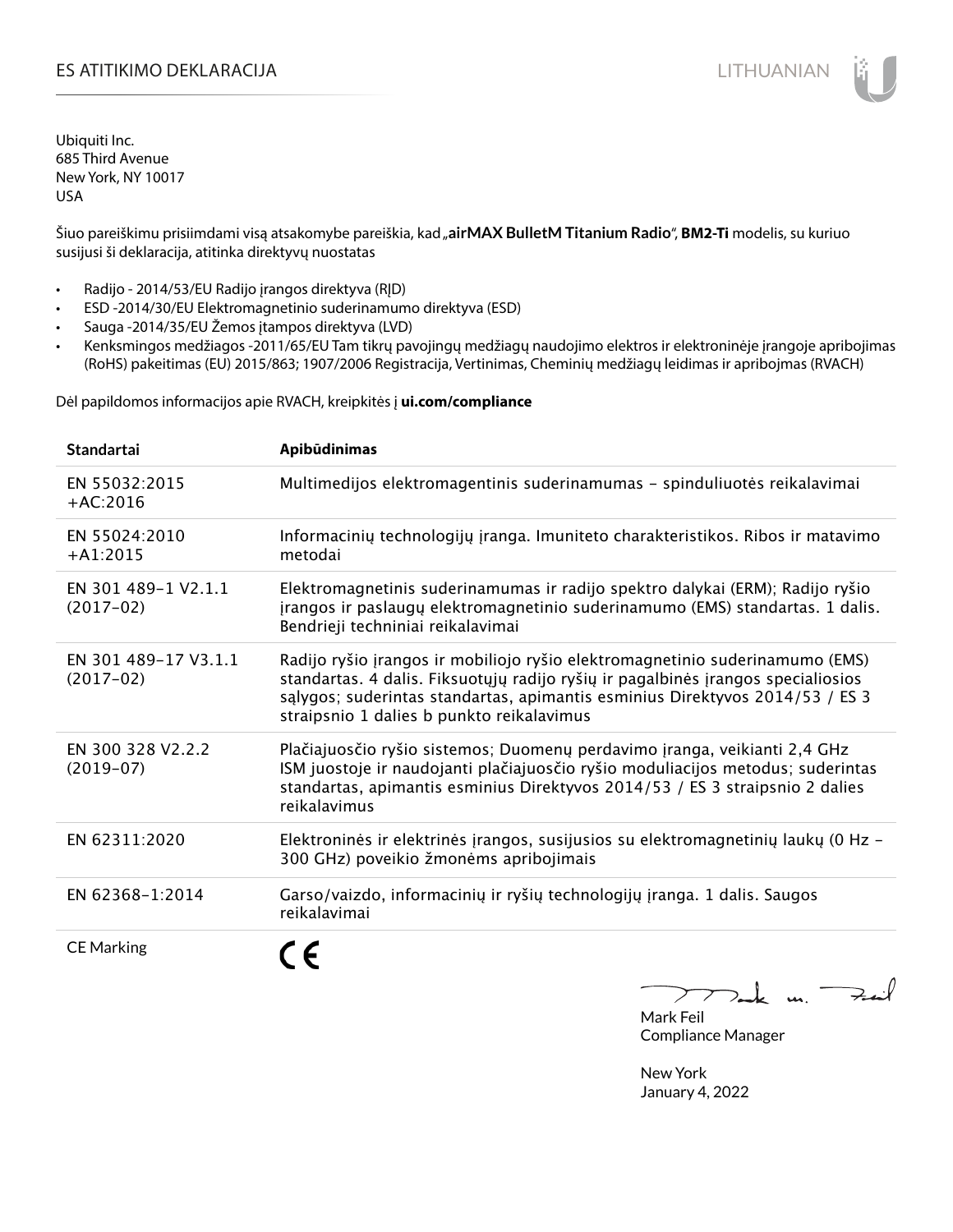# ES ATITIKIMO DEKLARACIJA

LITHUANIAN

Ubiquiti Inc.
685 Third Avenue
New York, NY 10017
USA

Šiuo pareiškimu prisiimdami visą atsakomybe pareiškia, kad „**airMAX BulletM Titanium Radio**“, **BM2-Ti** modelis, su kuriuo susijusi ši deklaracija, atitinka direktyvų nuostatas

- Radijo - 2014/53/EU Radijo įrangos direktyva (RĮD)
- ESD -2014/30/EU Elektromagnetinio suderinamumo direktyva (ESD)
- Sauga -2014/35/EU Žemos įtampos direktyva (LVD)
- Kenksmingos medžiagos -2011/65/EU Tam tikrų pavojingų medžiagų naudojimo elektros ir elektroninėje įrangoje apribojimas (RoHS) pakeitimas (EU) 2015/863; 1907/2006 Registracija, Vertinimas, Cheminių medžiagų leidimas ir apribojmas (RVACH)

Dėl papildomos informacijos apie RVACH, kreipkitės į **ui.com/compliance**

| Standartai | Apibūdinimas |
| --- | --- |
| EN 55032:2015 +AC:2016 | Multimedijos elektromagentinis suderinamumas – spinduliuotės reikalavimai |
| EN 55024:2010 +A1:2015 | Informacinių technologijų įranga. Imuniteto charakteristikos. Ribos ir matavimo metodai |
| EN 301 489-1 V2.1.1 (2017-02) | Elektromagnetinis suderinamumas ir radijo spektro dalykai (ERM); Radijo ryšio įrangos ir paslaugų elektromagnetinio suderinamumo (EMS) standartas. 1 dalis. Bendrieji techniniai reikalavimai |
| EN 301 489-17 V3.1.1 (2017-02) | Radijo ryšio įrangos ir mobiliojo ryšio elektromagnetinio suderinamumo (EMS) standartas. 4 dalis. Fiksuotųjų radijo ryšių ir pagalbinės įrangos specialiosios sąlygos; suderintas standartas, apimantis esminius Direktyvos 2014/53 / ES 3 straipsnio 1 dalies b punkto reikalavimus |
| EN 300 328 V2.2.2 (2019-07) | Plačiajuosčio ryšio sistemos; Duomenų perdavimo įranga, veikianti 2,4 GHz ISM juostoje ir naudojanti plačiajuosčio ryšio moduliacijos metodus; suderintas standartas, apimantis esminius Direktyvos 2014/53 / ES 3 straipsnio 2 dalies reikalavimus |
| EN 62311:2020 | Elektroninės ir elektrinės įrangos, susijusios su elektromagnetinių laukų (0 Hz – 300 GHz) poveikio žmonėms apribojimais |
| EN 62368-1:2014 | Garso/vaizdo, informacinių ir ryšių technologijų įranga. 1 dalis. Saugos reikalavimai |
| CE Marking | CE |

Mark Feil
Compliance Manager

New York
January 4, 2022